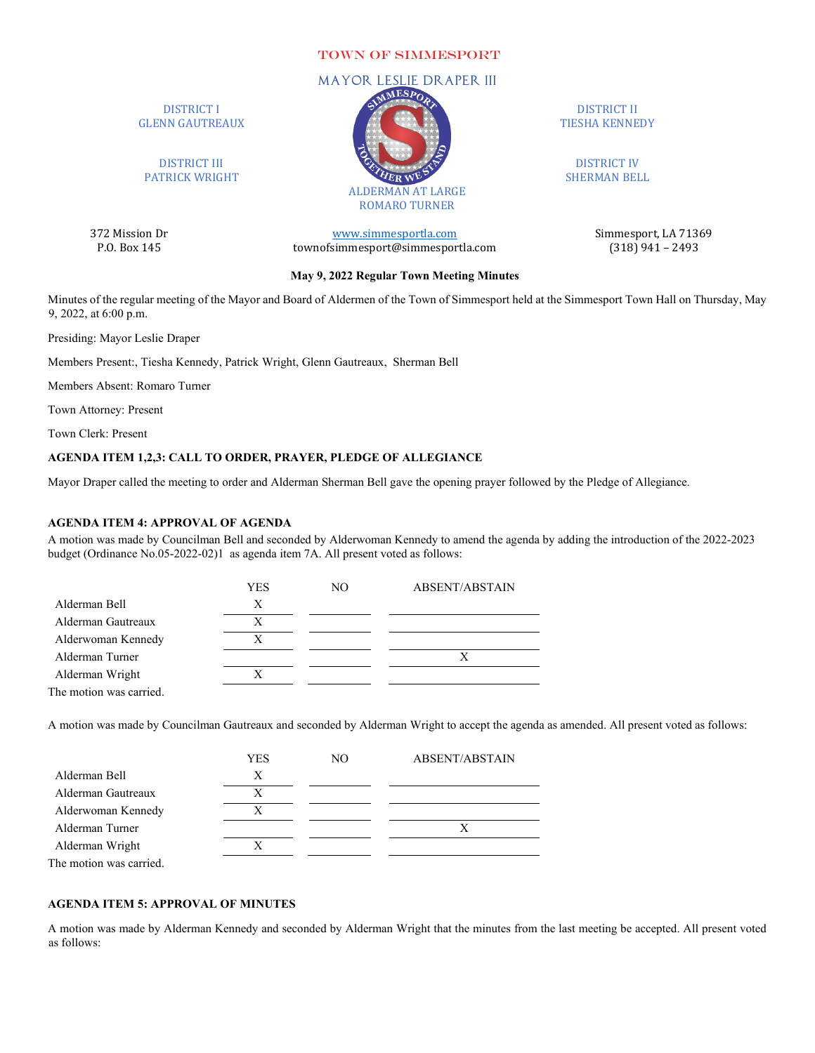TOWN OF SIMMESPORT

MAYOR LESLIE DRAPER III

DISTRICT I
GLENN GAUTREAUX

DISTRICT II
TIESHA KENNEDY

DISTRICT III
PATRICK WRIGHT

DISTRICT IV
SHERMAN BELL

ALDERMAN AT LARGE
ROMARO TURNER

372 Mission Dr
P.O. Box 145

www.simmesportla.com
townofsimmesport@simmesportla.com

Simmesport, LA 71369
(318) 941 – 2493

**May 9, 2022 Regular Town Meeting Minutes**

Minutes of the regular meeting of the Mayor and Board of Aldermen of the Town of Simmesport held at the Simmesport Town Hall on Thursday, May 9, 2022, at 6:00 p.m.

Presiding: Mayor Leslie Draper

Members Present:, Tiesha Kennedy, Patrick Wright, Glenn Gautreaux, Sherman Bell

Members Absent: Romaro Turner

Town Attorney: Present

Town Clerk: Present

**AGENDA ITEM 1,2,3: CALL TO ORDER, PRAYER, PLEDGE OF ALLEGIANCE**

Mayor Draper called the meeting to order and Alderman Sherman Bell gave the opening prayer followed by the Pledge of Allegiance.

**AGENDA ITEM 4: APPROVAL OF AGENDA**

A motion was made by Councilman Bell and seconded by Alderwoman Kennedy to amend the agenda by adding the introduction of the 2022-2023 budget (Ordinance No.05-2022-02)1 as agenda item 7A. All present voted as follows:

| | YES | NO | ABSENT/ABSTAIN |
|---|---|---|---|
| Alderman Bell | X | | |
| Alderman Gautreaux | X | | |
| Alderwoman Kennedy | X | | |
| Alderman Turner | | | X |
| Alderman Wright | X | | |

The motion was carried.

A motion was made by Councilman Gautreaux and seconded by Alderman Wright to accept the agenda as amended. All present voted as follows:

| | YES | NO | ABSENT/ABSTAIN |
|---|---|---|---|
| Alderman Bell | X | | |
| Alderman Gautreaux | X | | |
| Alderwoman Kennedy | X | | |
| Alderman Turner | | | X |
| Alderman Wright | X | | |

The motion was carried.

**AGENDA ITEM 5: APPROVAL OF MINUTES**

A motion was made by Alderman Kennedy and seconded by Alderman Wright that the minutes from the last meeting be accepted. All present voted as follows: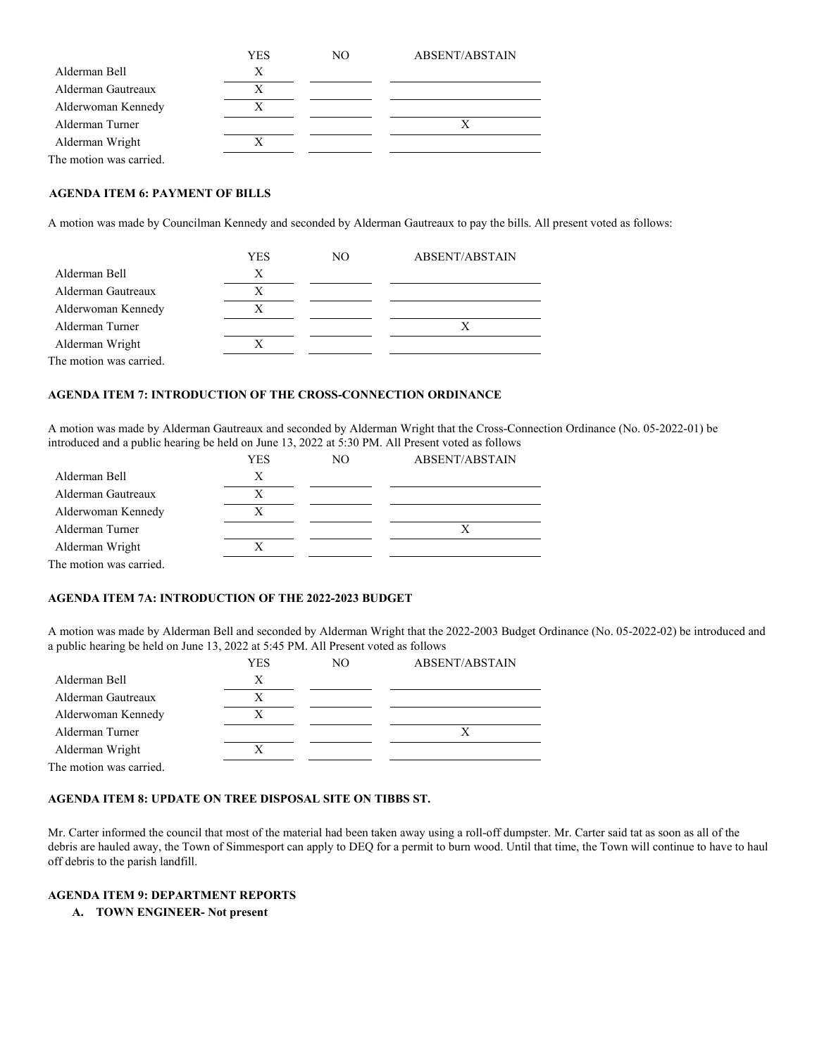| | YES | NO | ABSENT/ABSTAIN |
|---|---|---|---|
| Alderman Bell | X | | |
| Alderman Gautreaux | X | | |
| Alderwoman Kennedy | X | | |
| Alderman Turner | | | X |
| Alderman Wright | X | | |

The motion was carried.

**AGENDA ITEM 6: PAYMENT OF BILLS**

A motion was made by Councilman Kennedy and seconded by Alderman Gautreaux to pay the bills. All present voted as follows:

| | YES | NO | ABSENT/ABSTAIN |
|---|---|---|---|
| Alderman Bell | X | | |
| Alderman Gautreaux | X | | |
| Alderwoman Kennedy | X | | |
| Alderman Turner | | | X |
| Alderman Wright | X | | |

The motion was carried.

**AGENDA ITEM 7: INTRODUCTION OF THE CROSS-CONNECTION ORDINANCE**

A motion was made by Alderman Gautreaux and seconded by Alderman Wright that the Cross-Connection Ordinance (No. 05-2022-01) be introduced and a public hearing be held on June 13, 2022 at 5:30 PM. All Present voted as follows

| | YES | NO | ABSENT/ABSTAIN |
|---|---|---|---|
| Alderman Bell | X | | |
| Alderman Gautreaux | X | | |
| Alderwoman Kennedy | X | | |
| Alderman Turner | | | X |
| Alderman Wright | X | | |

The motion was carried.

**AGENDA ITEM 7A: INTRODUCTION OF THE 2022-2023 BUDGET**

A motion was made by Alderman Bell and seconded by Alderman Wright that the 2022-2003 Budget Ordinance (No. 05-2022-02) be introduced and a public hearing be held on June 13, 2022 at 5:45 PM. All Present voted as follows

| | YES | NO | ABSENT/ABSTAIN |
|---|---|---|---|
| Alderman Bell | X | | |
| Alderman Gautreaux | X | | |
| Alderwoman Kennedy | X | | |
| Alderman Turner | | | X |
| Alderman Wright | X | | |

The motion was carried.

**AGENDA ITEM 8: UPDATE ON TREE DISPOSAL SITE ON TIBBS ST.**

Mr. Carter informed the council that most of the material had been taken away using a roll-off dumpster. Mr. Carter said tat as soon as all of the debris are hauled away, the Town of Simmesport can apply to DEQ for a permit to burn wood. Until that time, the Town will continue to have to haul off debris to the parish landfill.

**AGENDA ITEM 9: DEPARTMENT REPORTS**

A. **TOWN ENGINEER- Not present**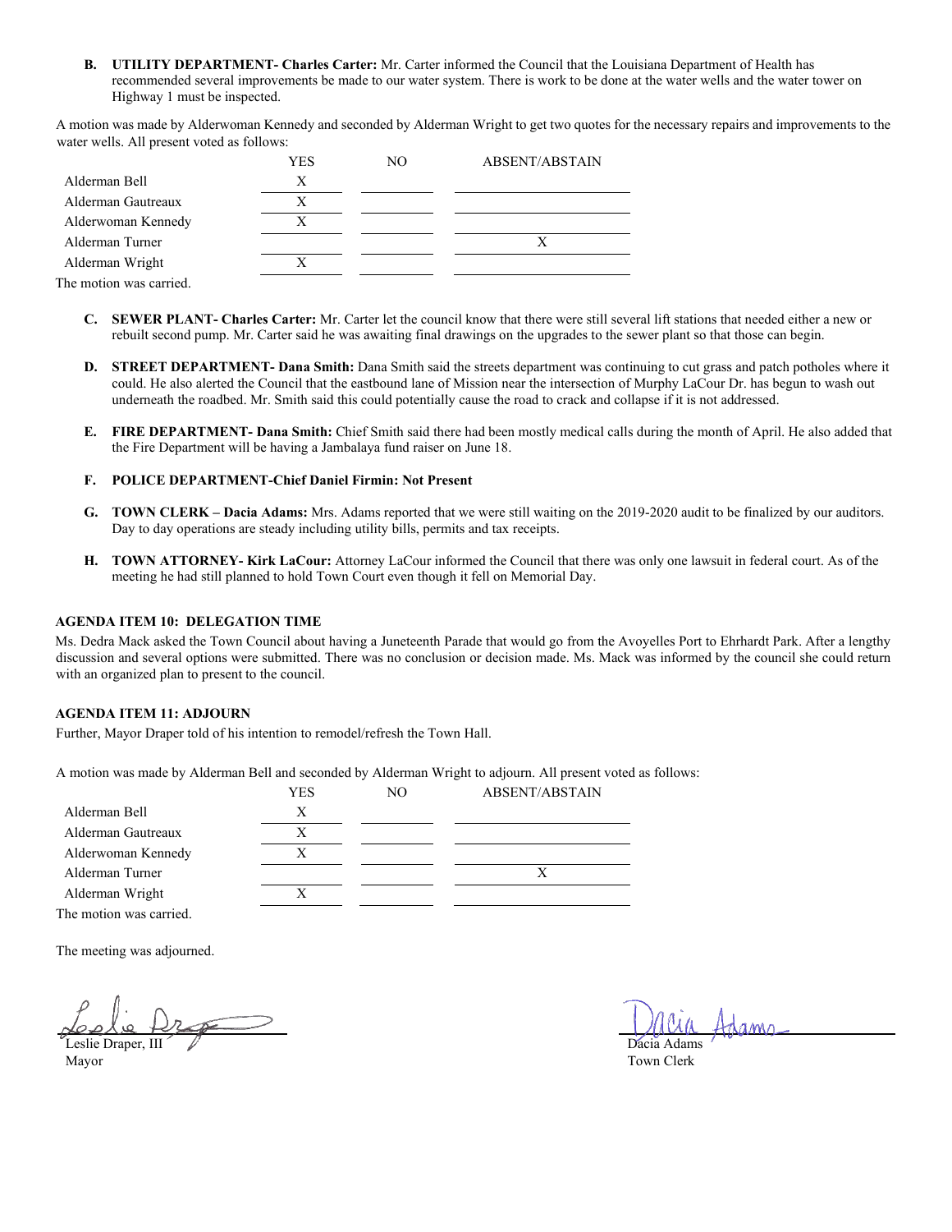**B. UTILITY DEPARTMENT- Charles Carter:** Mr. Carter informed the Council that the Louisiana Department of Health has recommended several improvements be made to our water system. There is work to be done at the water wells and the water tower on Highway 1 must be inspected.

A motion was made by Alderwoman Kennedy and seconded by Alderman Wright to get two quotes for the necessary repairs and improvements to the water wells. All present voted as follows:

| | YES | NO | ABSENT/ABSTAIN |
|---|---|---|---|
| Alderman Bell | X | | |
| Alderman Gautreaux | X | | |
| Alderwoman Kennedy | X | | |
| Alderman Turner | | | X |
| Alderman Wright | X | | |

The motion was carried.

**C. SEWER PLANT- Charles Carter:** Mr. Carter let the council know that there were still several lift stations that needed either a new or rebuilt second pump. Mr. Carter said he was awaiting final drawings on the upgrades to the sewer plant so that those can begin.

**D. STREET DEPARTMENT- Dana Smith:** Dana Smith said the streets department was continuing to cut grass and patch potholes where it could. He also alerted the Council that the eastbound lane of Mission near the intersection of Murphy LaCour Dr. has begun to wash out underneath the roadbed. Mr. Smith said this could potentially cause the road to crack and collapse if it is not addressed.

**E. FIRE DEPARTMENT- Dana Smith:** Chief Smith said there had been mostly medical calls during the month of April. He also added that the Fire Department will be having a Jambalaya fund raiser on June 18.

**F. POLICE DEPARTMENT-Chief Daniel Firmin: Not Present**

**G. TOWN CLERK – Dacia Adams:** Mrs. Adams reported that we were still waiting on the 2019-2020 audit to be finalized by our auditors. Day to day operations are steady including utility bills, permits and tax receipts.

**H. TOWN ATTORNEY- Kirk LaCour:** Attorney LaCour informed the Council that there was only one lawsuit in federal court. As of the meeting he had still planned to hold Town Court even though it fell on Memorial Day.

**AGENDA ITEM 10: DELEGATION TIME**

Ms. Dedra Mack asked the Town Council about having a Juneteenth Parade that would go from the Avoyelles Port to Ehrhardt Park. After a lengthy discussion and several options were submitted. There was no conclusion or decision made. Ms. Mack was informed by the council she could return with an organized plan to present to the council.

**AGENDA ITEM 11: ADJOURN**

Further, Mayor Draper told of his intention to remodel/refresh the Town Hall.

A motion was made by Alderman Bell and seconded by Alderman Wright to adjourn. All present voted as follows:

| | YES | NO | ABSENT/ABSTAIN |
|---|---|---|---|
| Alderman Bell | X | | |
| Alderman Gautreaux | X | | |
| Alderwoman Kennedy | X | | |
| Alderman Turner | | | X |
| Alderman Wright | X | | |

The motion was carried.

The meeting was adjourned.

Leslie Draper, III
Mayor

Dacia Adams
Town Clerk